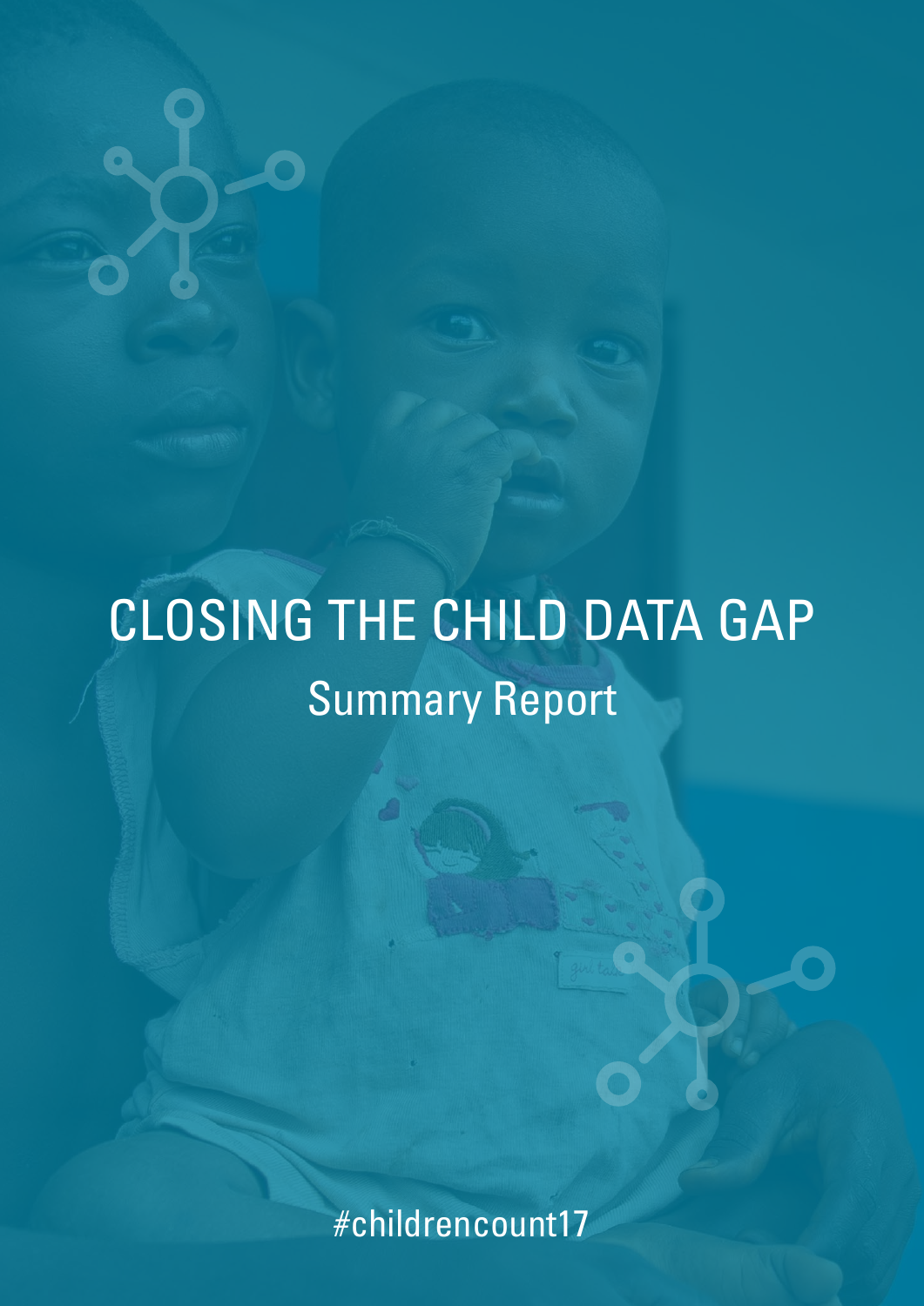# CLOSING THE CHILD DATA GAP

## Summary Report

#childrencount17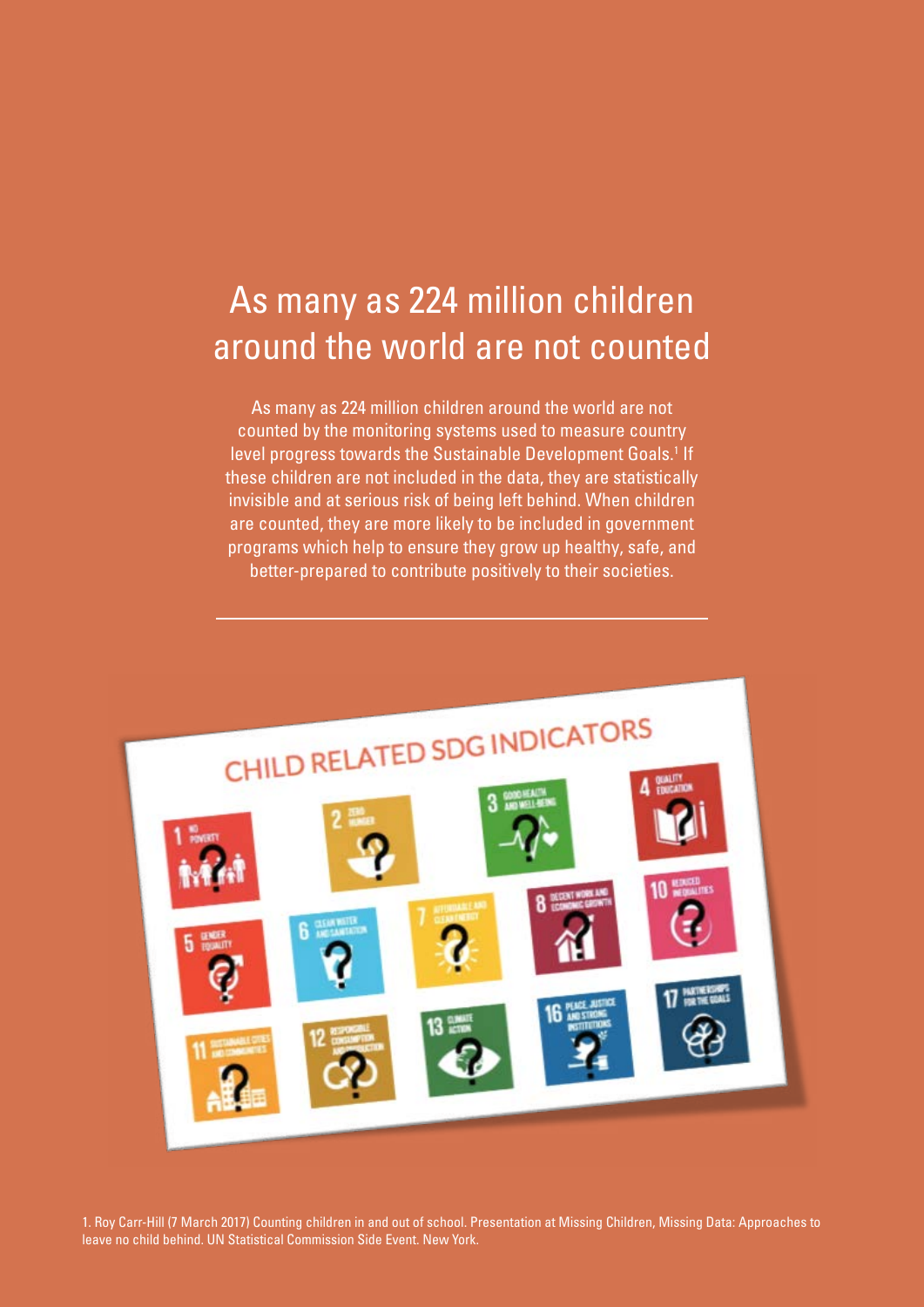# As many as 224 million children around the world are not counted

As many as 224 million children around the world are not counted by the monitoring systems used to measure country level progress towards the Sustainable Development Goals.[1] If these children are not included in the data, they are statistically invisible and at serious risk of being left behind. When children are counted, they are more likely to be included in government programs which help to ensure they grow up healthy, safe, and better-prepared to contribute positively to their societies.

---

1. Roy Carr-Hill (7 March 2017) Counting children in and out of school. Presentation at Missing Children, Missing Data: Approaches to leave no child behind. UN Statistical Commission Side Event. New York.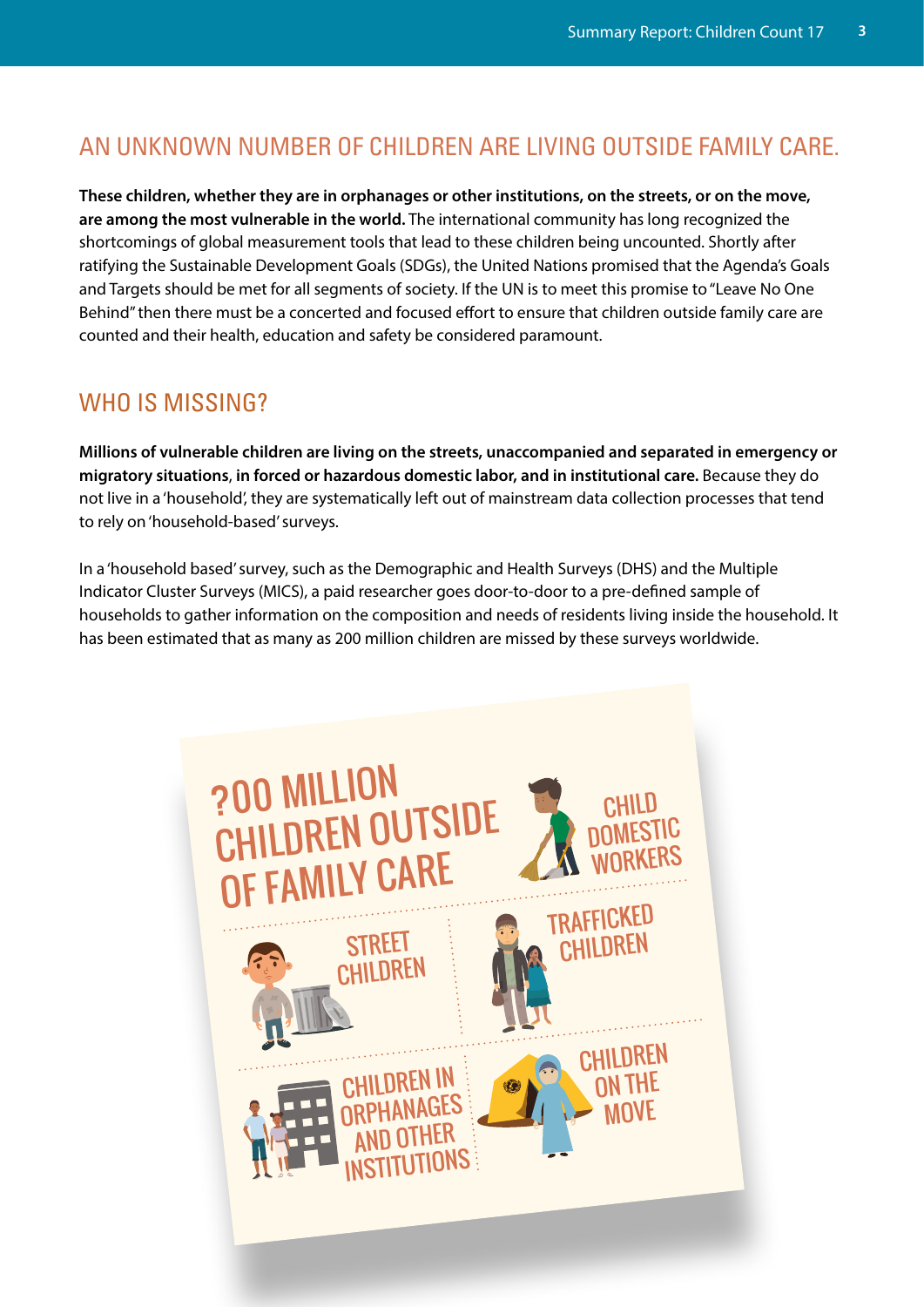## AN UNKNOWN NUMBER OF CHILDREN ARE LIVING OUTSIDE FAMILY CARE.

**These children, whether they are in orphanages or other institutions, on the streets, or on the move, are among the most vulnerable in the world.** The international community has long recognized the shortcomings of global measurement tools that lead to these children being uncounted. Shortly after ratifying the Sustainable Development Goals (SDGs), the United Nations promised that the Agenda's Goals and Targets should be met for all segments of society. If the UN is to meet this promise to "Leave No One Behind" then there must be a concerted and focused effort to ensure that children outside family care are counted and their health, education and safety be considered paramount.

## WHO IS MISSING?

**Millions of vulnerable children are living on the streets, unaccompanied and separated in emergency or migratory situations, in forced or hazardous domestic labor, and in institutional care.** Because they do not live in a 'household', they are systematically left out of mainstream data collection processes that tend to rely on 'household-based' surveys.

In a 'household based' survey, such as the Demographic and Health Surveys (DHS) and the Multiple Indicator Cluster Surveys (MICS), a paid researcher goes door-to-door to a pre-defined sample of households to gather information on the composition and needs of residents living inside the household. It has been estimated that as many as 200 million children are missed by these surveys worldwide.

?00 MILLION CHILDREN OUTSIDE OF FAMILY CARE

CHILD DOMESTIC WORKERS

STREET CHILDREN

TRAFFICKED CHILDREN

CHILDREN IN ORPHANAGES AND OTHER INSTITUTIONS

CHILDREN ON THE MOVE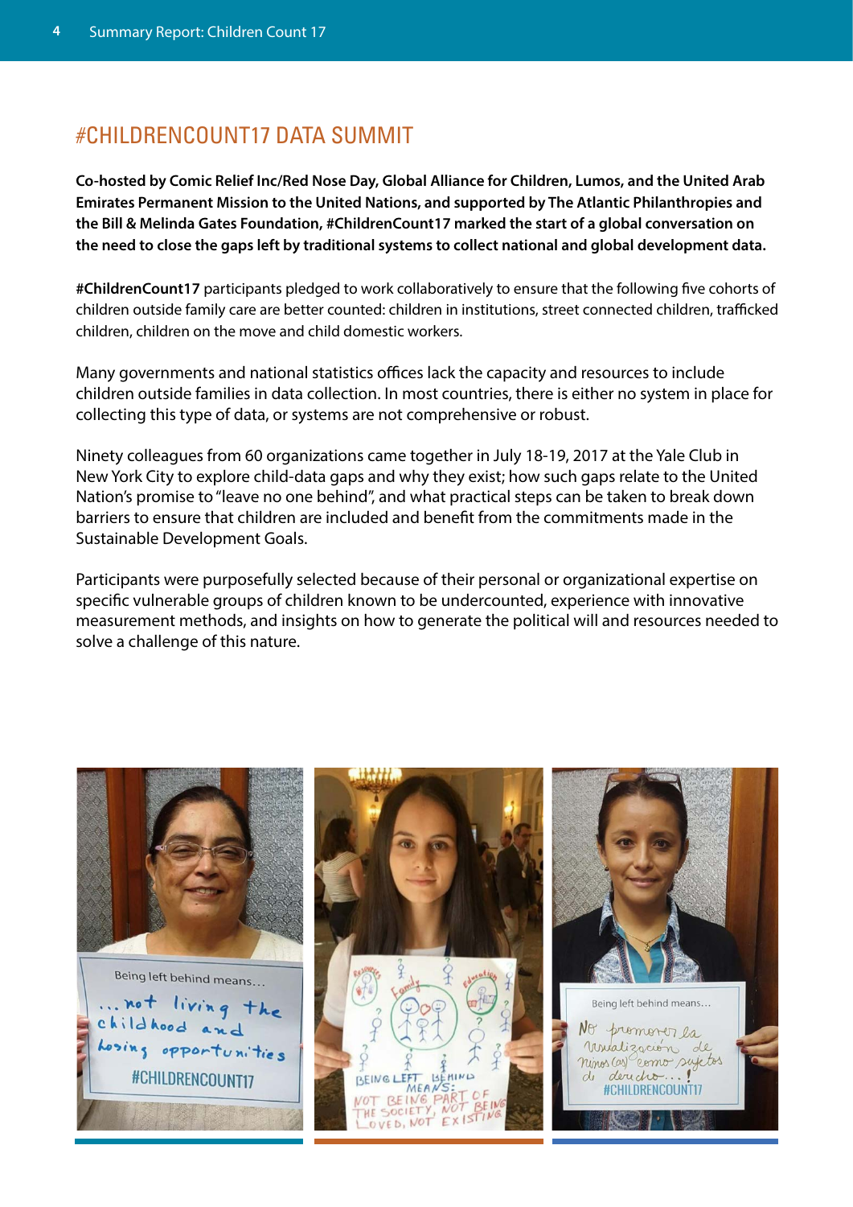# #CHILDRENCOUNT17 DATA SUMMIT

**Co-hosted by Comic Relief Inc/Red Nose Day, Global Alliance for Children, Lumos, and the United Arab Emirates Permanent Mission to the United Nations, and supported by The Atlantic Philanthropies and the Bill & Melinda Gates Foundation, #ChildrenCount17 marked the start of a global conversation on the need to close the gaps left by traditional systems to collect national and global development data.**

**#ChildrenCount17** participants pledged to work collaboratively to ensure that the following five cohorts of children outside family care are better counted: children in institutions, street connected children, trafficked children, children on the move and child domestic workers.

Many governments and national statistics offices lack the capacity and resources to include children outside families in data collection. In most countries, there is either no system in place for collecting this type of data, or systems are not comprehensive or robust.

Ninety colleagues from 60 organizations came together in July 18-19, 2017 at the Yale Club in New York City to explore child-data gaps and why they exist; how such gaps relate to the United Nation's promise to "leave no one behind", and what practical steps can be taken to break down barriers to ensure that children are included and benefit from the commitments made in the Sustainable Development Goals.

Participants were purposefully selected because of their personal or organizational expertise on specific vulnerable groups of children known to be undercounted, experience with innovative measurement methods, and insights on how to generate the political will and resources needed to solve a challenge of this nature.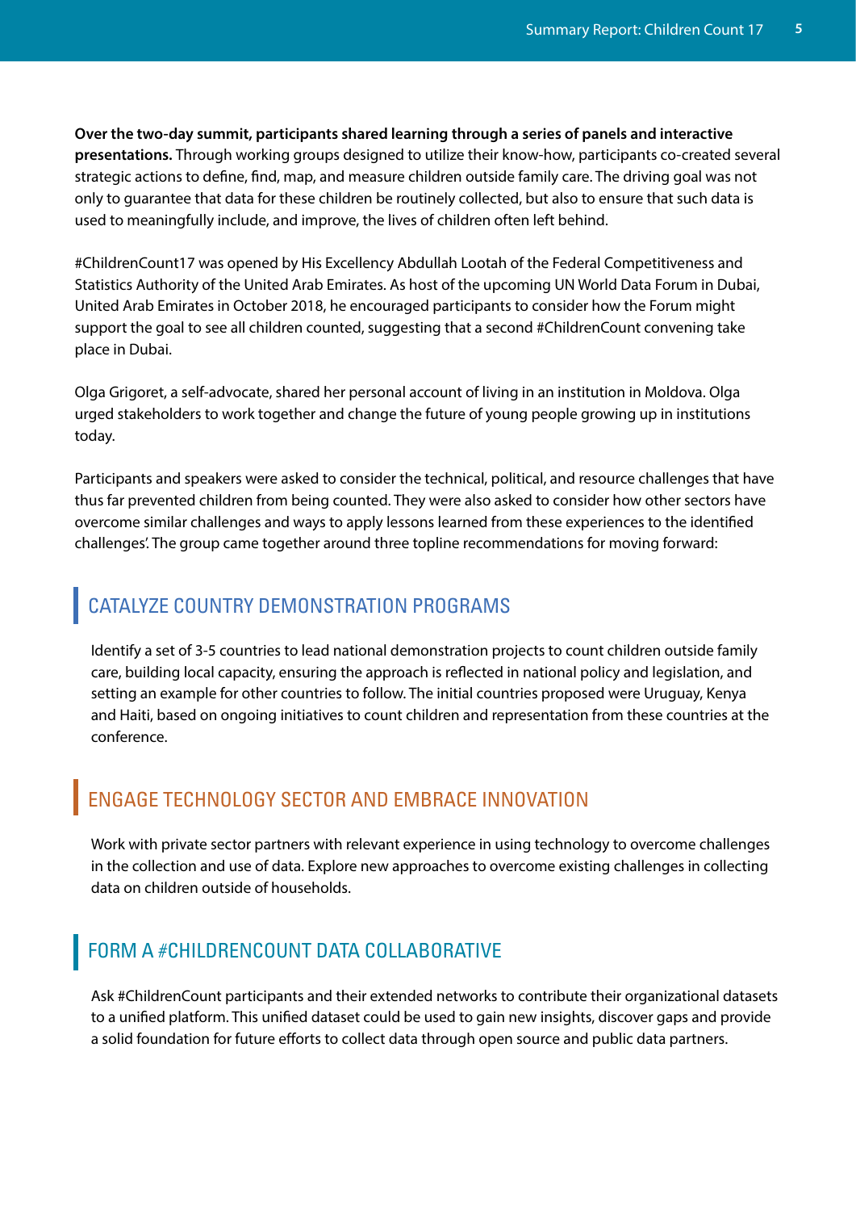**Over the two-day summit, participants shared learning through a series of panels and interactive presentations.** Through working groups designed to utilize their know-how, participants co-created several strategic actions to define, find, map, and measure children outside family care. The driving goal was not only to guarantee that data for these children be routinely collected, but also to ensure that such data is used to meaningfully include, and improve, the lives of children often left behind.

#ChildrenCount17 was opened by His Excellency Abdullah Lootah of the Federal Competitiveness and Statistics Authority of the United Arab Emirates. As host of the upcoming UN World Data Forum in Dubai, United Arab Emirates in October 2018, he encouraged participants to consider how the Forum might support the goal to see all children counted, suggesting that a second #ChildrenCount convening take place in Dubai.

Olga Grigoret, a self-advocate, shared her personal account of living in an institution in Moldova. Olga urged stakeholders to work together and change the future of young people growing up in institutions today.

Participants and speakers were asked to consider the technical, political, and resource challenges that have thus far prevented children from being counted. They were also asked to consider how other sectors have overcome similar challenges and ways to apply lessons learned from these experiences to the identified challenges'. The group came together around three topline recommendations for moving forward:

## CATALYZE COUNTRY DEMONSTRATION PROGRAMS

Identify a set of 3-5 countries to lead national demonstration projects to count children outside family care, building local capacity, ensuring the approach is reflected in national policy and legislation, and setting an example for other countries to follow. The initial countries proposed were Uruguay, Kenya and Haiti, based on ongoing initiatives to count children and representation from these countries at the conference.

## ENGAGE TECHNOLOGY SECTOR AND EMBRACE INNOVATION

Work with private sector partners with relevant experience in using technology to overcome challenges in the collection and use of data. Explore new approaches to overcome existing challenges in collecting data on children outside of households.

## FORM A #CHILDRENCOUNT DATA COLLABORATIVE

Ask #ChildrenCount participants and their extended networks to contribute their organizational datasets to a unified platform. This unified dataset could be used to gain new insights, discover gaps and provide a solid foundation for future efforts to collect data through open source and public data partners.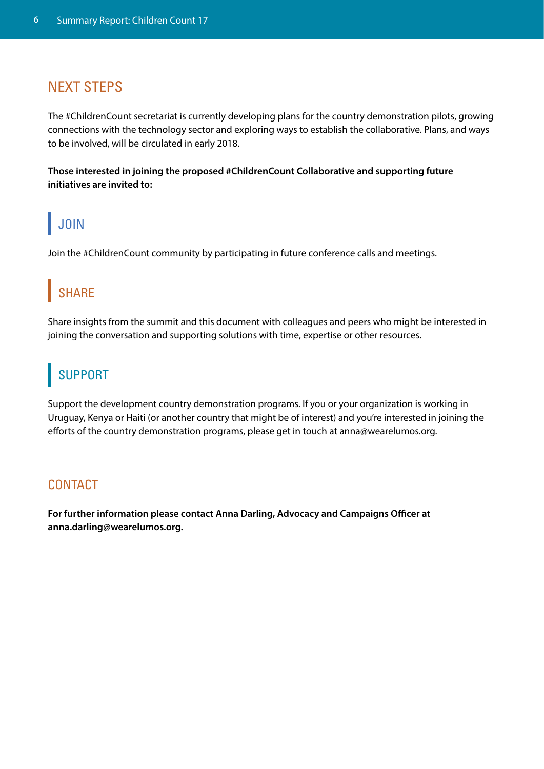## NEXT STEPS

The #ChildrenCount secretariat is currently developing plans for the country demonstration pilots, growing connections with the technology sector and exploring ways to establish the collaborative. Plans, and ways to be involved, will be circulated in early 2018.

**Those interested in joining the proposed #ChildrenCount Collaborative and supporting future initiatives are invited to:**

### JOIN

Join the #ChildrenCount community by participating in future conference calls and meetings.

### SHARE

Share insights from the summit and this document with colleagues and peers who might be interested in joining the conversation and supporting solutions with time, expertise or other resources.

### SUPPORT

Support the development country demonstration programs. If you or your organization is working in Uruguay, Kenya or Haiti (or another country that might be of interest) and you're interested in joining the efforts of the country demonstration programs, please get in touch at anna@wearelumos.org.

## CONTACT

**For further information please contact Anna Darling, Advocacy and Campaigns Officer at anna.darling@wearelumos.org.**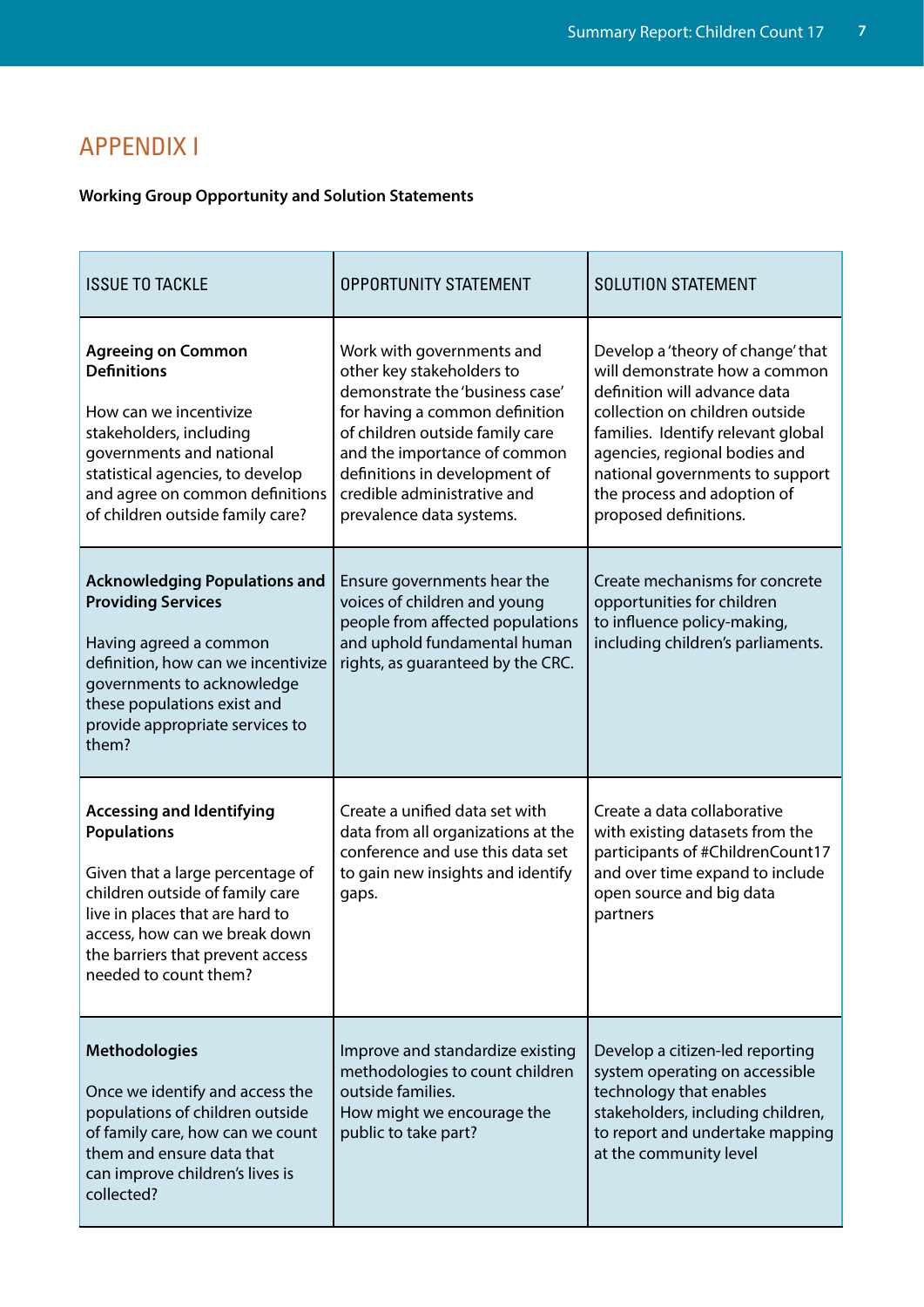## APPENDIX I

**Working Group Opportunity and Solution Statements**

| ISSUE TO TACKLE | OPPORTUNITY STATEMENT | SOLUTION STATEMENT |
|---|---|---|
| **Agreeing on Common Definitions**<br><br>How can we incentivize stakeholders, including governments and national statistical agencies, to develop and agree on common definitions of children outside family care? | Work with governments and other key stakeholders to demonstrate the 'business case' for having a common definition of children outside family care and the importance of common definitions in development of credible administrative and prevalence data systems. | Develop a 'theory of change' that will demonstrate how a common definition will advance data collection on children outside families. Identify relevant global agencies, regional bodies and national governments to support the process and adoption of proposed definitions. |
| **Acknowledging Populations and Providing Services**<br><br>Having agreed a common definition, how can we incentivize governments to acknowledge these populations exist and provide appropriate services to them? | Ensure governments hear the voices of children and young people from affected populations and uphold fundamental human rights, as guaranteed by the CRC. | Create mechanisms for concrete opportunities for children to influence policy-making, including children's parliaments. |
| **Accessing and Identifying Populations**<br><br>Given that a large percentage of children outside of family care live in places that are hard to access, how can we break down the barriers that prevent access needed to count them? | Create a unified data set with data from all organizations at the conference and use this data set to gain new insights and identify gaps. | Create a data collaborative with existing datasets from the participants of #ChildrenCount17 and over time expand to include open source and big data partners |
| **Methodologies**<br><br>Once we identify and access the populations of children outside of family care, how can we count them and ensure data that can improve children's lives is collected? | Improve and standardize existing methodologies to count children outside families.<br>How might we encourage the public to take part? | Develop a citizen-led reporting system operating on accessible technology that enables stakeholders, including children, to report and undertake mapping at the community level |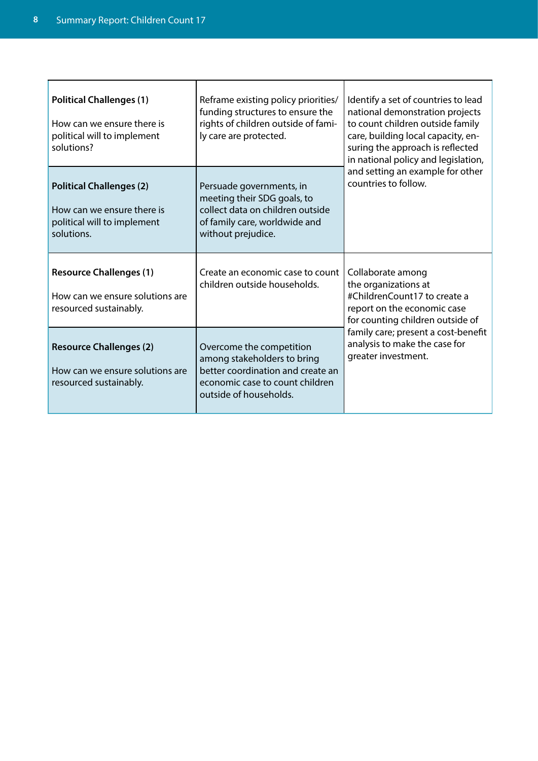| | | |
|---|---|---|
| **Political Challenges (1)**<br><br>How can we ensure there is political will to implement solutions? | Reframe existing policy priorities/ funding structures to ensure the rights of children outside of family care are protected. | Identify a set of countries to lead national demonstration projects to count children outside family care, building local capacity, ensuring the approach is reflected in national policy and legislation, and setting an example for other countries to follow. |
| **Political Challenges (2)**<br><br>How can we ensure there is political will to implement solutions. | Persuade governments, in meeting their SDG goals, to collect data on children outside of family care, worldwide and without prejudice. | |
| **Resource Challenges (1)**<br><br>How can we ensure solutions are resourced sustainably. | Create an economic case to count children outside households. | Collaborate among the organizations at #ChildrenCount17 to create a report on the economic case for counting children outside of family care; present a cost-benefit analysis to make the case for greater investment. |
| **Resource Challenges (2)**<br><br>How can we ensure solutions are resourced sustainably. | Overcome the competition among stakeholders to bring better coordination and create an economic case to count children outside of households. | |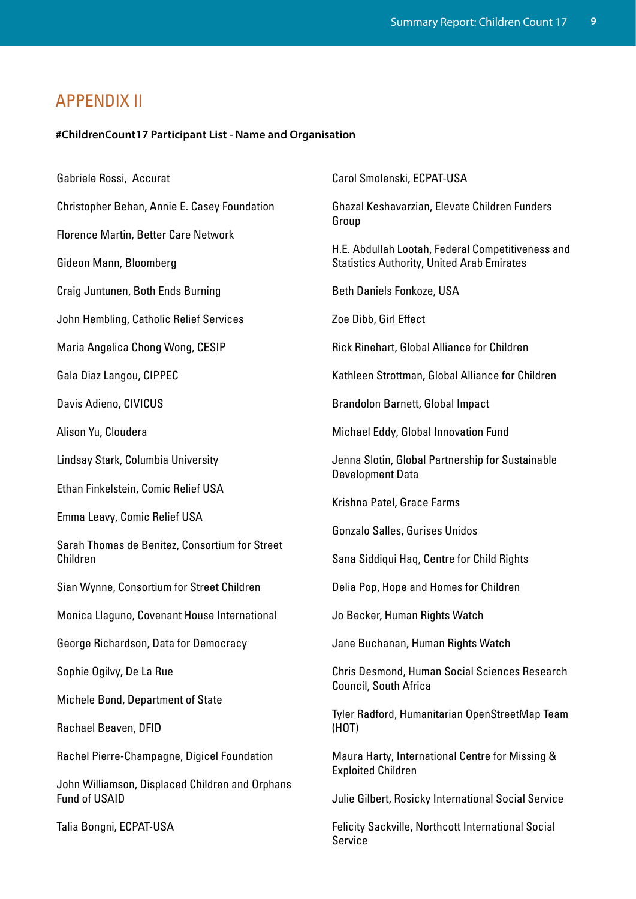## APPENDIX II

**#ChildrenCount17 Participant List - Name and Organisation**

Gabriele Rossi, Accurat

Christopher Behan, Annie E. Casey Foundation

Florence Martin, Better Care Network

Gideon Mann, Bloomberg

Craig Juntunen, Both Ends Burning

John Hembling, Catholic Relief Services

Maria Angelica Chong Wong, CESIP

Gala Diaz Langou, CIPPEC

Davis Adieno, CIVICUS

Alison Yu, Cloudera

Lindsay Stark, Columbia University

Ethan Finkelstein, Comic Relief USA

Emma Leavy, Comic Relief USA

Sarah Thomas de Benitez, Consortium for Street Children

Sian Wynne, Consortium for Street Children

Monica Llaguno, Covenant House International

George Richardson, Data for Democracy

Sophie Ogilvy, De La Rue

Michele Bond, Department of State

Rachael Beaven, DFID

Rachel Pierre-Champagne, Digicel Foundation

John Williamson, Displaced Children and Orphans Fund of USAID

Talia Bongni, ECPAT-USA

Carol Smolenski, ECPAT-USA

Ghazal Keshavarzian, Elevate Children Funders Group

H.E. Abdullah Lootah, Federal Competitiveness and Statistics Authority, United Arab Emirates

Beth Daniels Fonkoze, USA

Zoe Dibb, Girl Effect

Rick Rinehart, Global Alliance for Children

Kathleen Strottman, Global Alliance for Children

Brandolon Barnett, Global Impact

Michael Eddy, Global Innovation Fund

Jenna Slotin, Global Partnership for Sustainable Development Data

Krishna Patel, Grace Farms

Gonzalo Salles, Gurises Unidos

Sana Siddiqui Haq, Centre for Child Rights

Delia Pop, Hope and Homes for Children

Jo Becker, Human Rights Watch

Jane Buchanan, Human Rights Watch

Chris Desmond, Human Social Sciences Research Council, South Africa

Tyler Radford, Humanitarian OpenStreetMap Team (HOT)

Maura Harty, International Centre for Missing & Exploited Children

Julie Gilbert, Rosicky International Social Service

Felicity Sackville, Northcott International Social Service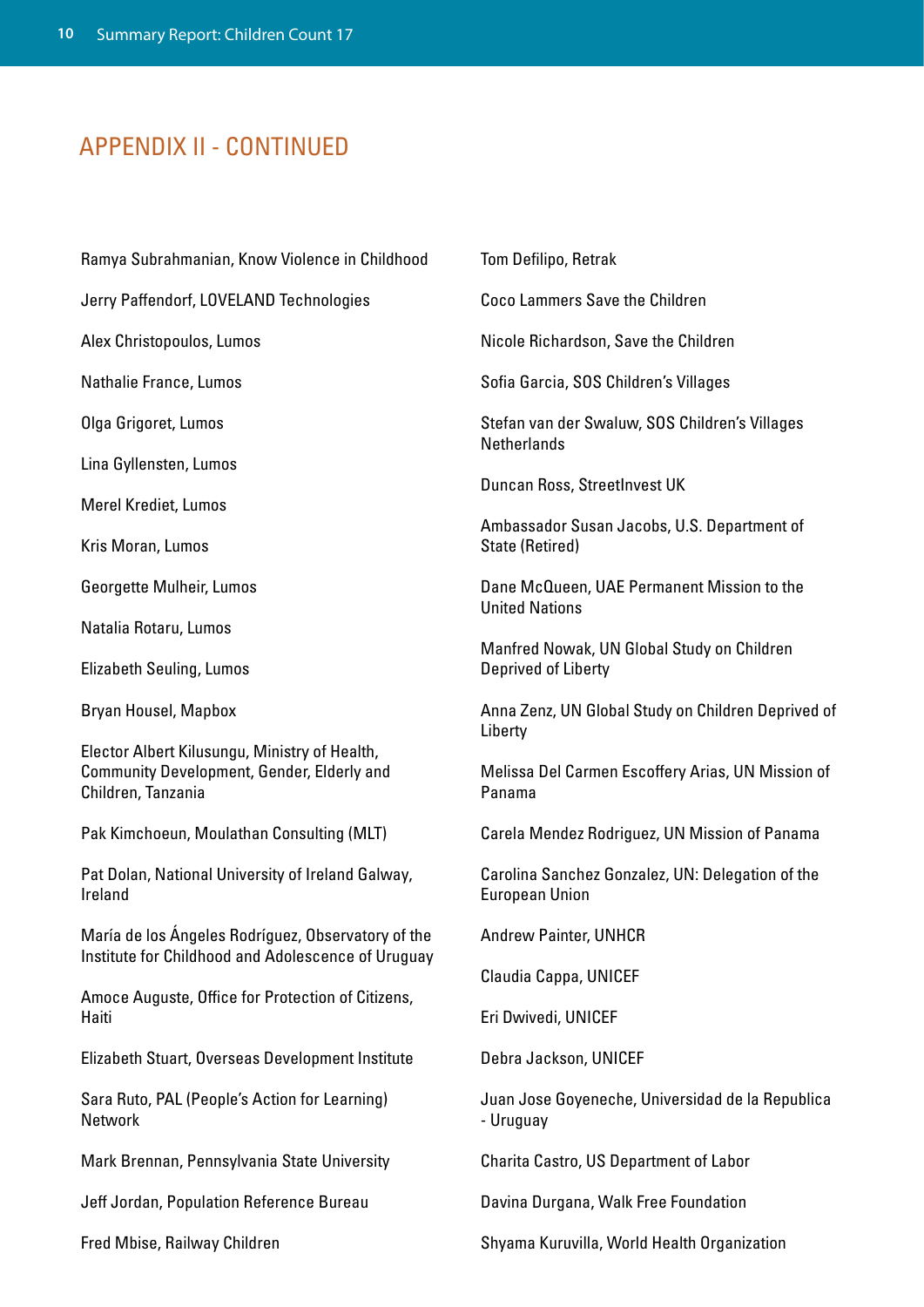## APPENDIX II - CONTINUED

Ramya Subrahmanian, Know Violence in Childhood

Jerry Paffendorf, LOVELAND Technologies

Alex Christopoulos, Lumos

Nathalie France, Lumos

Olga Grigoret, Lumos

Lina Gyllensten, Lumos

Merel Krediet, Lumos

Kris Moran, Lumos

Georgette Mulheir, Lumos

Natalia Rotaru, Lumos

Elizabeth Seuling, Lumos

Bryan Housel, Mapbox

Elector Albert Kilusungu, Ministry of Health, Community Development, Gender, Elderly and Children, Tanzania

Pak Kimchoeun, Moulathan Consulting (MLT)

Pat Dolan, National University of Ireland Galway, Ireland

María de los Ángeles Rodríguez, Observatory of the Institute for Childhood and Adolescence of Uruguay

Amoce Auguste, Office for Protection of Citizens, Haiti

Elizabeth Stuart, Overseas Development Institute

Sara Ruto, PAL (People's Action for Learning) Network

Mark Brennan, Pennsylvania State University

Jeff Jordan, Population Reference Bureau

Fred Mbise, Railway Children

Tom Defilipo, Retrak

Coco Lammers Save the Children

Nicole Richardson, Save the Children

Sofia Garcia, SOS Children's Villages

Stefan van der Swaluw, SOS Children's Villages Netherlands

Duncan Ross, StreetInvest UK

Ambassador Susan Jacobs, U.S. Department of State (Retired)

Dane McQueen, UAE Permanent Mission to the United Nations

Manfred Nowak, UN Global Study on Children Deprived of Liberty

Anna Zenz, UN Global Study on Children Deprived of Liberty

Melissa Del Carmen Escoffery Arias, UN Mission of Panama

Carela Mendez Rodriguez, UN Mission of Panama

Carolina Sanchez Gonzalez, UN: Delegation of the European Union

Andrew Painter, UNHCR

Claudia Cappa, UNICEF

Eri Dwivedi, UNICEF

Debra Jackson, UNICEF

Juan Jose Goyeneche, Universidad de la Republica - Uruguay

Charita Castro, US Department of Labor

Davina Durgana, Walk Free Foundation

Shyama Kuruvilla, World Health Organization